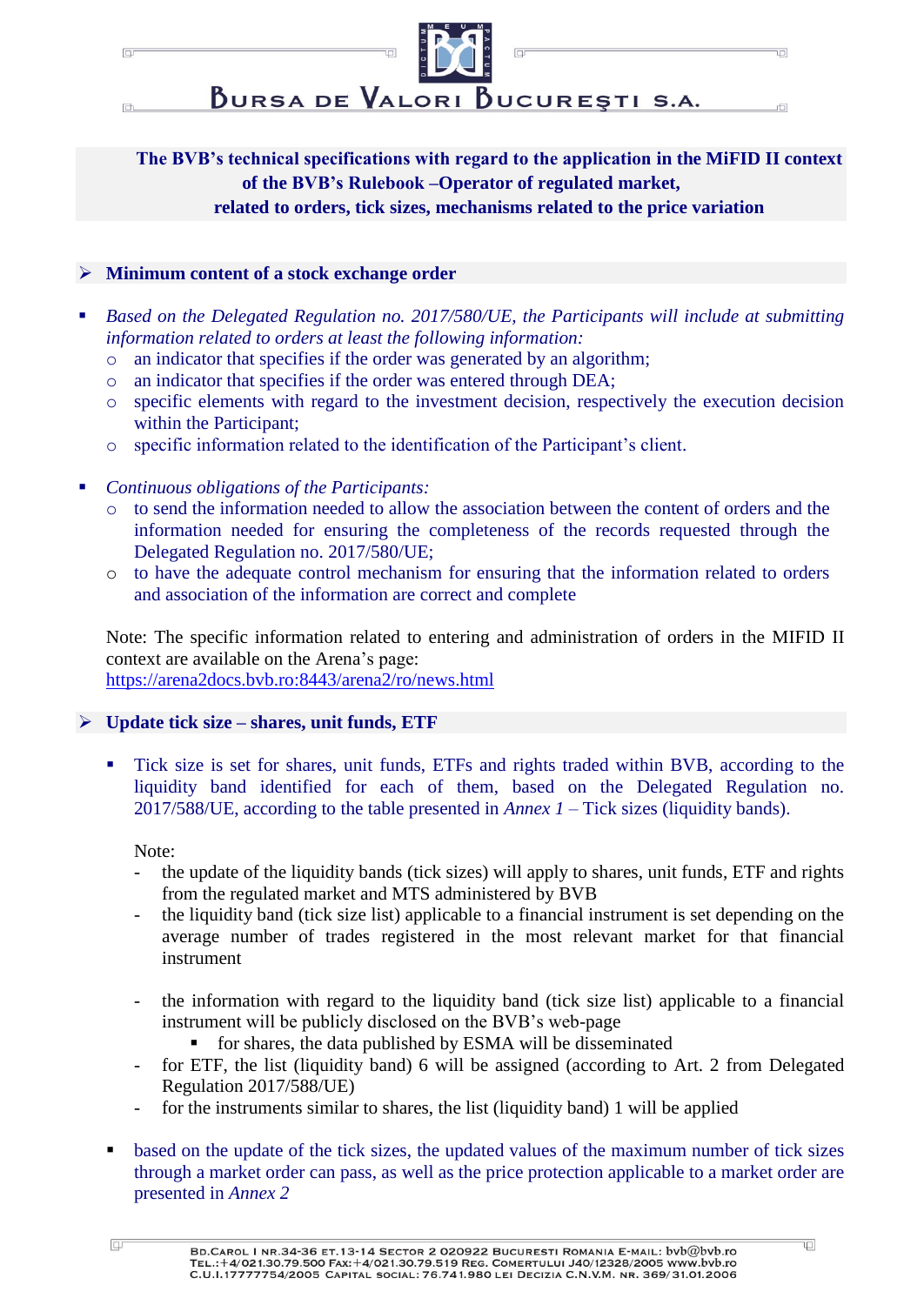**The BVB's technical specifications with regard to the application in the MiFID II context of the BVB's Rulebook –Operator of regulated market, related to orders, tick sizes, mechanisms related to the price variation**

## Minimum content of a stock exchange order

- *Based on the Delegated Regulation no. 2017/580/UE, the Participants will include at submitting information related to orders at least the following information:*
  - an indicator that specifies if the order was generated by an algorithm;
  - an indicator that specifies if the order was entered through DEA;
  - specific elements with regard to the investment decision, respectively the execution decision within the Participant;
  - specific information related to the identification of the Participant's client.

- *Continuous obligations of the Participants:*
  - to send the information needed to allow the association between the content of orders and the information needed for ensuring the completeness of the records requested through the Delegated Regulation no. 2017/580/UE;
  - to have the adequate control mechanism for ensuring that the information related to orders and association of the information are correct and complete

Note: The specific information related to entering and administration of orders in the MIFID II context are available on the Arena's page:
https://arena2docs.bvb.ro:8443/arena2/ro/news.html

## Update tick size – shares, unit funds, ETF

- Tick size is set for shares, unit funds, ETFs and rights traded within BVB, according to the liquidity band identified for each of them, based on the Delegated Regulation no. 2017/588/UE, according to the table presented in *Annex 1* – Tick sizes (liquidity bands).

  Note:
  - the update of the liquidity bands (tick sizes) will apply to shares, unit funds, ETF and rights from the regulated market and MTS administered by BVB
  - the liquidity band (tick size list) applicable to a financial instrument is set depending on the average number of trades registered in the most relevant market for that financial instrument
  - the information with regard to the liquidity band (tick size list) applicable to a financial instrument will be publicly disclosed on the BVB's web-page
    - for shares, the data published by ESMA will be disseminated
  - for ETF, the list (liquidity band) 6 will be assigned (according to Art. 2 from Delegated Regulation 2017/588/UE)
  - for the instruments similar to shares, the list (liquidity band) 1 will be applied

- based on the update of the tick sizes, the updated values of the maximum number of tick sizes through a market order can pass, as well as the price protection applicable to a market order are presented in *Annex 2*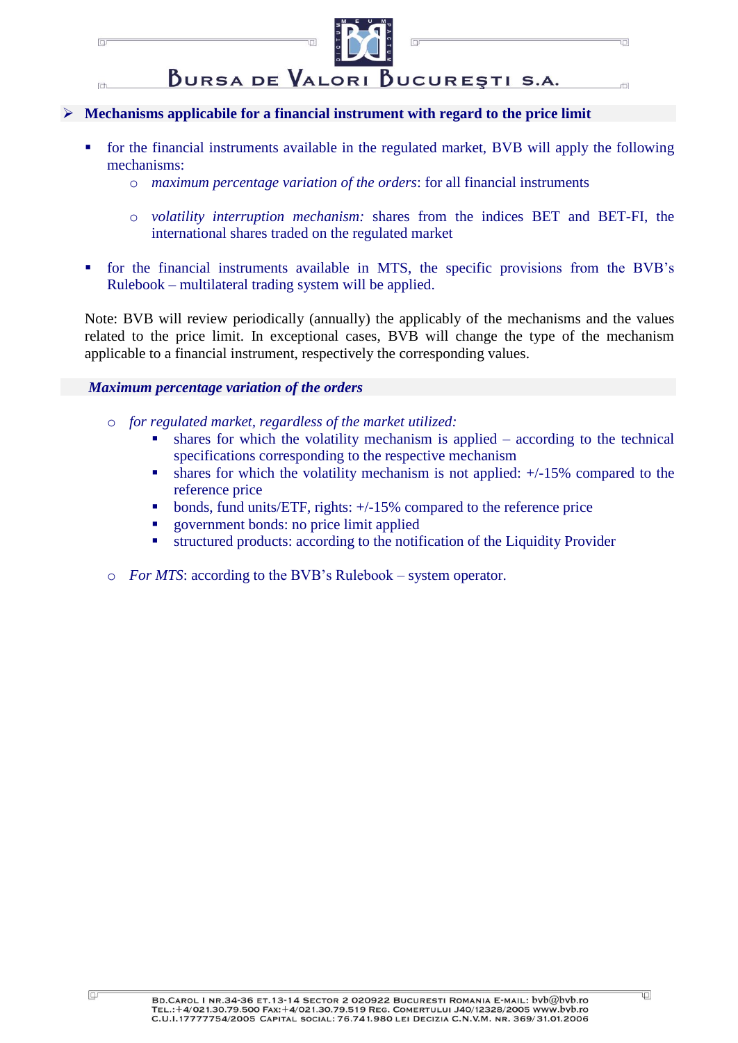## Mechanisms applicabile for a financial instrument with regard to the price limit

- for the financial instruments available in the regulated market, BVB will apply the following mechanisms:
  - *maximum percentage variation of the orders*: for all financial instruments
  - *volatility interruption mechanism:* shares from the indices BET and BET-FI, the international shares traded on the regulated market
- for the financial instruments available in MTS, the specific provisions from the BVB's Rulebook – multilateral trading system will be applied.

Note: BVB will review periodically (annually) the applicably of the mechanisms and the values related to the price limit. In exceptional cases, BVB will change the type of the mechanism applicable to a financial instrument, respectively the corresponding values.

### *Maximum percentage variation of the orders*

- *for regulated market, regardless of the market utilized:*
  - shares for which the volatility mechanism is applied – according to the technical specifications corresponding to the respective mechanism
  - shares for which the volatility mechanism is not applied: +/-15% compared to the reference price
  - bonds, fund units/ETF, rights: +/-15% compared to the reference price
  - government bonds: no price limit applied
  - structured products: according to the notification of the Liquidity Provider
- *For MTS*: according to the BVB's Rulebook – system operator.